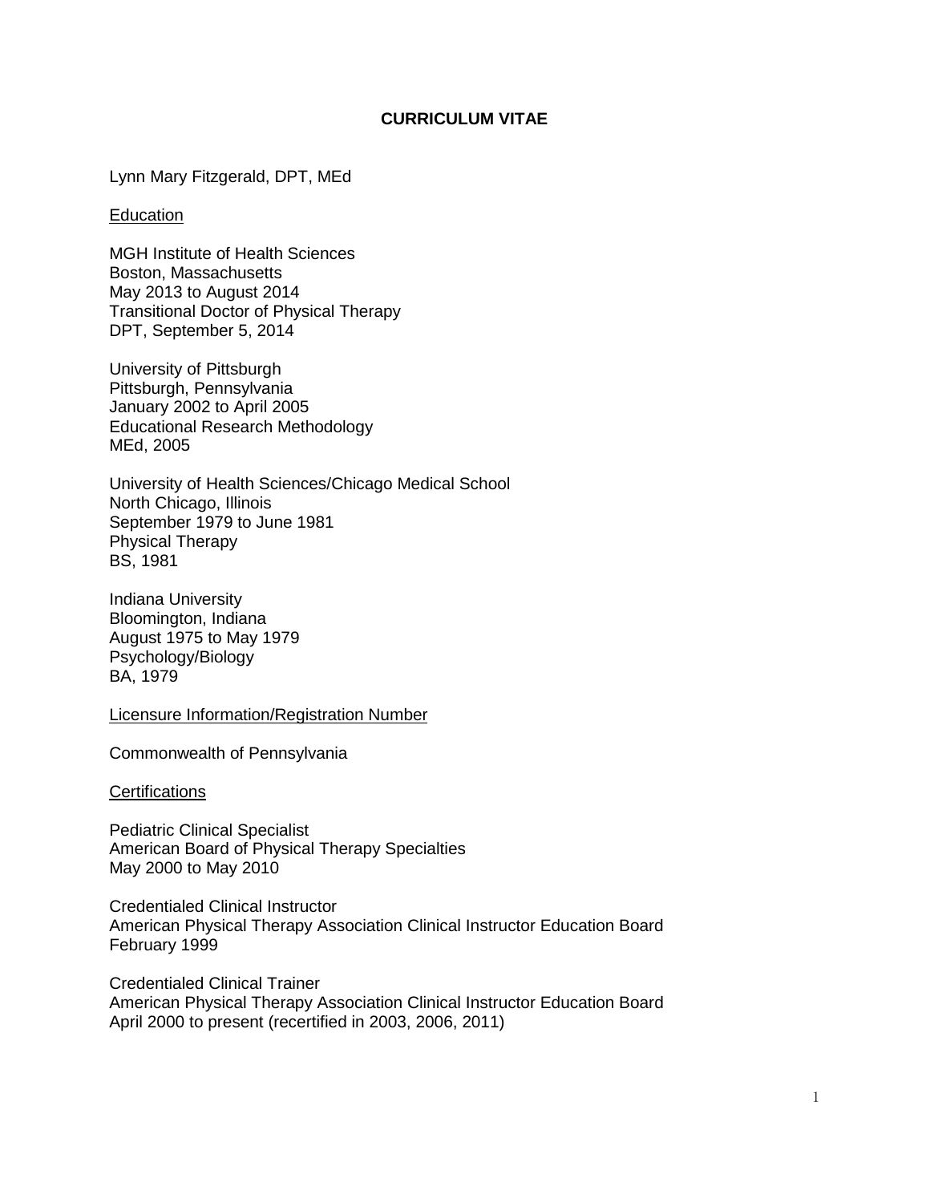# CURRICULUM VITAE

Lynn Mary Fitzgerald, DPT, MEd

## Education

MGH Institute of Health Sciences
Boston, Massachusetts
May 2013 to August 2014
Transitional Doctor of Physical Therapy
DPT, September 5, 2014

University of Pittsburgh
Pittsburgh, Pennsylvania
January 2002 to April 2005
Educational Research Methodology
MEd, 2005

University of Health Sciences/Chicago Medical School
North Chicago, Illinois
September 1979 to June 1981
Physical Therapy
BS, 1981

Indiana University
Bloomington, Indiana
August 1975 to May 1979
Psychology/Biology
BA, 1979

## Licensure Information/Registration Number

Commonwealth of Pennsylvania

## Certifications

Pediatric Clinical Specialist
American Board of Physical Therapy Specialties
May 2000 to May 2010

Credentialed Clinical Instructor
American Physical Therapy Association Clinical Instructor Education Board
February 1999

Credentialed Clinical Trainer
American Physical Therapy Association Clinical Instructor Education Board
April 2000 to present (recertified in 2003, 2006, 2011)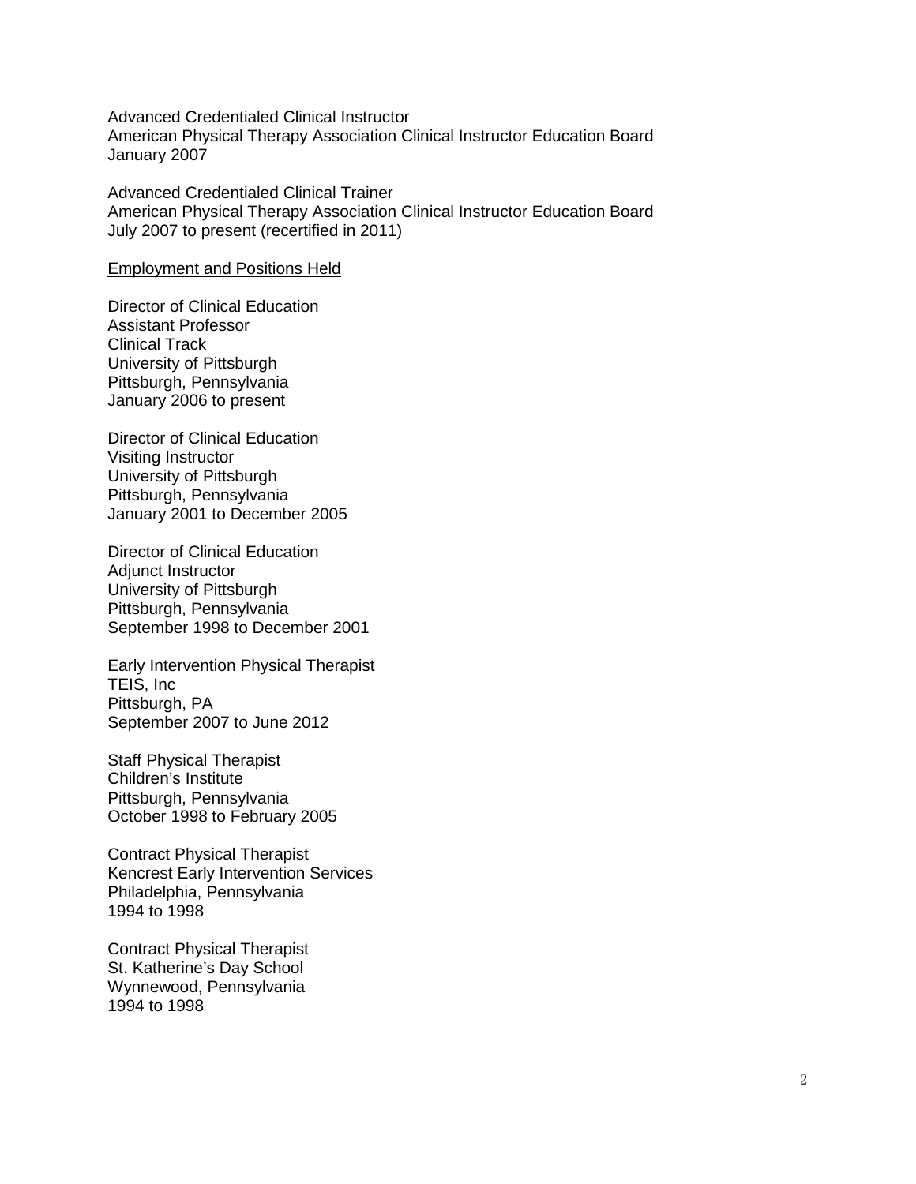Advanced Credentialed Clinical Instructor
American Physical Therapy Association Clinical Instructor Education Board
January 2007

Advanced Credentialed Clinical Trainer
American Physical Therapy Association Clinical Instructor Education Board
July 2007 to present (recertified in 2011)

<u>Employment and Positions Held</u>

Director of Clinical Education
Assistant Professor
Clinical Track
University of Pittsburgh
Pittsburgh, Pennsylvania
January 2006 to present

Director of Clinical Education
Visiting Instructor
University of Pittsburgh
Pittsburgh, Pennsylvania
January 2001 to December 2005

Director of Clinical Education
Adjunct Instructor
University of Pittsburgh
Pittsburgh, Pennsylvania
September 1998 to December 2001

Early Intervention Physical Therapist
TEIS, Inc
Pittsburgh, PA
September 2007 to June 2012

Staff Physical Therapist
Children's Institute
Pittsburgh, Pennsylvania
October 1998 to February 2005

Contract Physical Therapist
Kencrest Early Intervention Services
Philadelphia, Pennsylvania
1994 to 1998

Contract Physical Therapist
St. Katherine's Day School
Wynnewood, Pennsylvania
1994 to 1998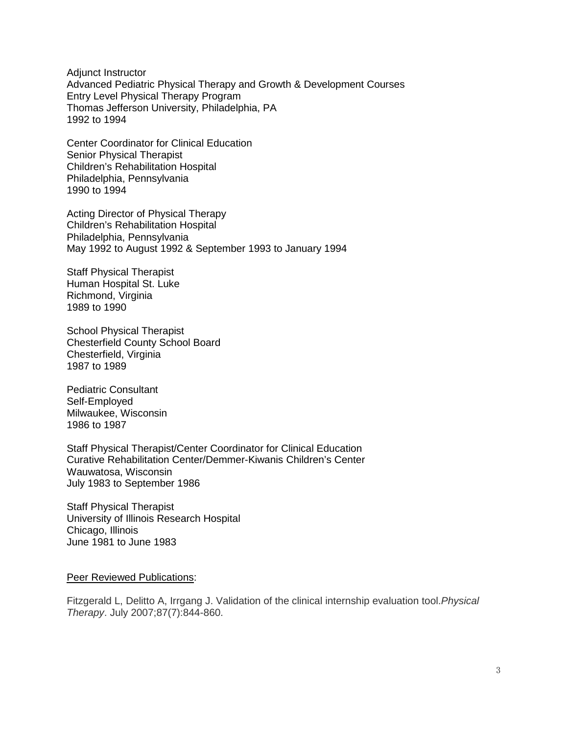Adjunct Instructor
Advanced Pediatric Physical Therapy and Growth & Development Courses
Entry Level Physical Therapy Program
Thomas Jefferson University, Philadelphia, PA
1992 to 1994

Center Coordinator for Clinical Education
Senior Physical Therapist
Children's Rehabilitation Hospital
Philadelphia, Pennsylvania
1990 to 1994

Acting Director of Physical Therapy
Children's Rehabilitation Hospital
Philadelphia, Pennsylvania
May 1992 to August 1992 & September 1993 to January 1994

Staff Physical Therapist
Human Hospital St. Luke
Richmond, Virginia
1989 to 1990

School Physical Therapist
Chesterfield County School Board
Chesterfield, Virginia
1987 to 1989

Pediatric Consultant
Self-Employed
Milwaukee, Wisconsin
1986 to 1987

Staff Physical Therapist/Center Coordinator for Clinical Education
Curative Rehabilitation Center/Demmer-Kiwanis Children's Center
Wauwatosa, Wisconsin
July 1983 to September 1986

Staff Physical Therapist
University of Illinois Research Hospital
Chicago, Illinois
June 1981 to June 1983

<u>Peer Reviewed Publications</u>:

Fitzgerald L, Delitto A, Irrgang J. Validation of the clinical internship evaluation tool.*Physical Therapy*. July 2007;87(7):844-860.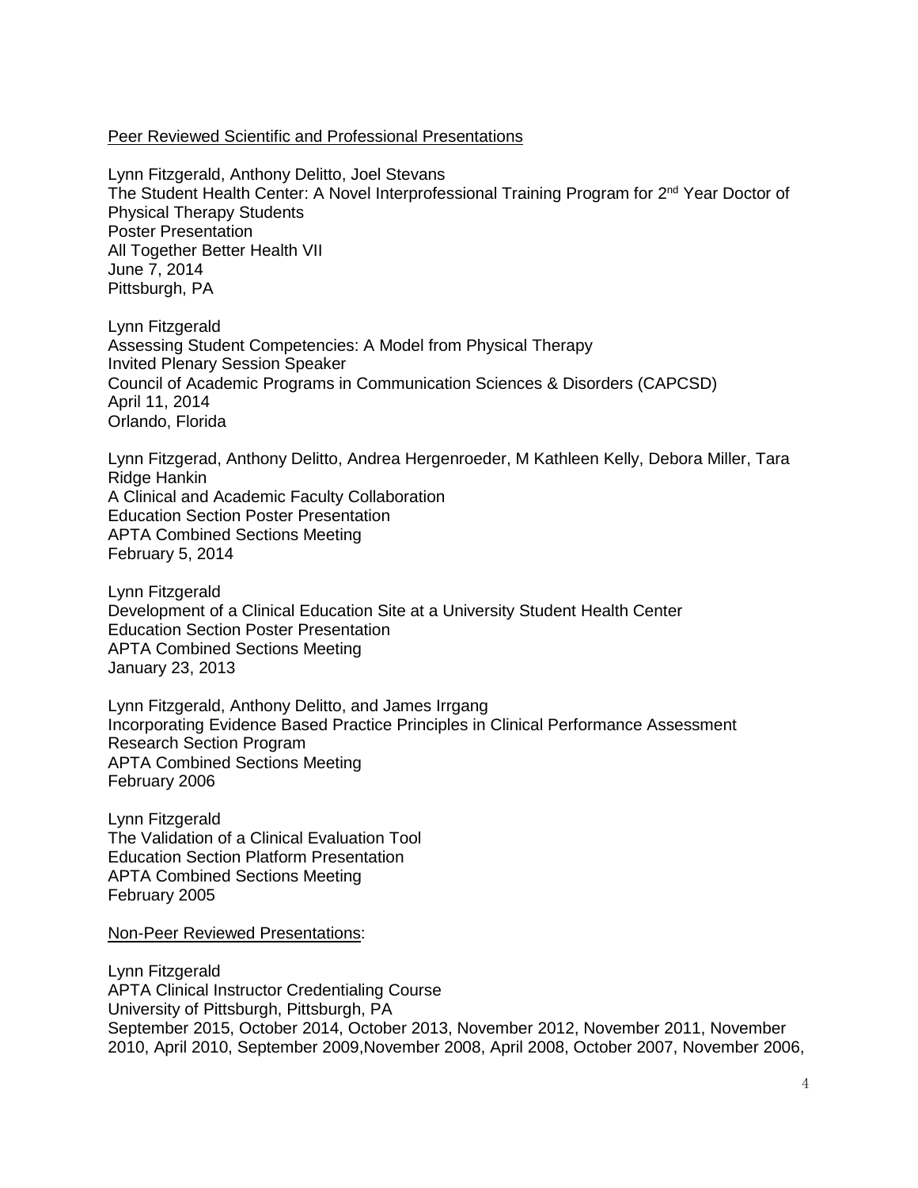Peer Reviewed Scientific and Professional Presentations

Lynn Fitzgerald, Anthony Delitto, Joel Stevans
The Student Health Center: A Novel Interprofessional Training Program for 2nd Year Doctor of Physical Therapy Students
Poster Presentation
All Together Better Health VII
June 7, 2014
Pittsburgh, PA

Lynn Fitzgerald
Assessing Student Competencies: A Model from Physical Therapy
Invited Plenary Session Speaker
Council of Academic Programs in Communication Sciences & Disorders (CAPCSD)
April 11, 2014
Orlando, Florida

Lynn Fitzgerad, Anthony Delitto, Andrea Hergenroeder, M Kathleen Kelly, Debora Miller, Tara Ridge Hankin
A Clinical and Academic Faculty Collaboration
Education Section Poster Presentation
APTA Combined Sections Meeting
February 5, 2014

Lynn Fitzgerald
Development of a Clinical Education Site at a University Student Health Center
Education Section Poster Presentation
APTA Combined Sections Meeting
January 23, 2013

Lynn Fitzgerald, Anthony Delitto, and James Irrgang
Incorporating Evidence Based Practice Principles in Clinical Performance Assessment
Research Section Program
APTA Combined Sections Meeting
February 2006

Lynn Fitzgerald
The Validation of a Clinical Evaluation Tool
Education Section Platform Presentation
APTA Combined Sections Meeting
February 2005

Non-Peer Reviewed Presentations:

Lynn Fitzgerald
APTA Clinical Instructor Credentialing Course
University of Pittsburgh, Pittsburgh, PA
September 2015, October 2014, October 2013, November 2012, November 2011, November 2010, April 2010, September 2009,November 2008, April 2008, October 2007, November 2006,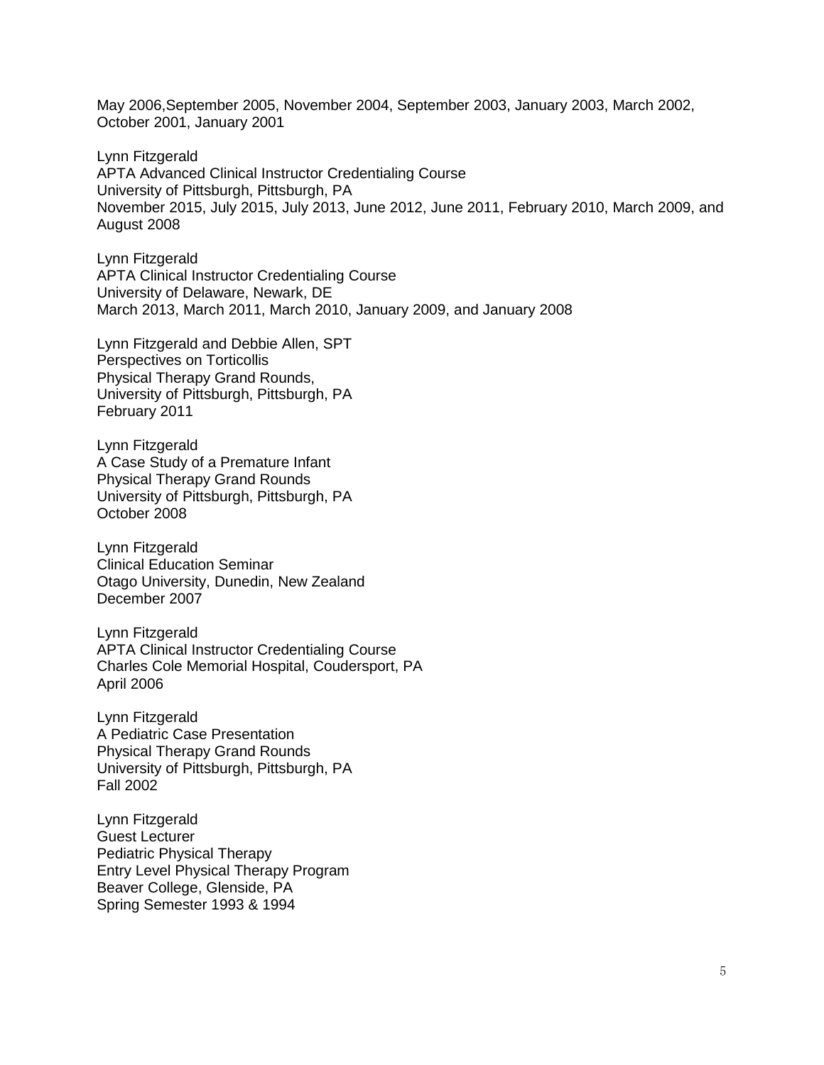May 2006,September 2005, November 2004, September 2003, January 2003, March 2002, October 2001, January 2001

Lynn Fitzgerald  
APTA Advanced Clinical Instructor Credentialing Course  
University of Pittsburgh, Pittsburgh, PA  
November 2015, July 2015, July 2013, June 2012, June 2011, February 2010, March 2009, and August 2008

Lynn Fitzgerald  
APTA Clinical Instructor Credentialing Course  
University of Delaware, Newark, DE  
March 2013, March 2011, March 2010, January 2009, and January 2008

Lynn Fitzgerald and Debbie Allen, SPT  
Perspectives on Torticollis  
Physical Therapy Grand Rounds,  
University of Pittsburgh, Pittsburgh, PA  
February 2011

Lynn Fitzgerald  
A Case Study of a Premature Infant  
Physical Therapy Grand Rounds  
University of Pittsburgh, Pittsburgh, PA  
October 2008

Lynn Fitzgerald  
Clinical Education Seminar  
Otago University, Dunedin, New Zealand  
December 2007

Lynn Fitzgerald  
APTA Clinical Instructor Credentialing Course  
Charles Cole Memorial Hospital, Coudersport, PA  
April 2006

Lynn Fitzgerald  
A Pediatric Case Presentation  
Physical Therapy Grand Rounds  
University of Pittsburgh, Pittsburgh, PA  
Fall 2002

Lynn Fitzgerald  
Guest Lecturer  
Pediatric Physical Therapy  
Entry Level Physical Therapy Program  
Beaver College, Glenside, PA  
Spring Semester 1993 & 1994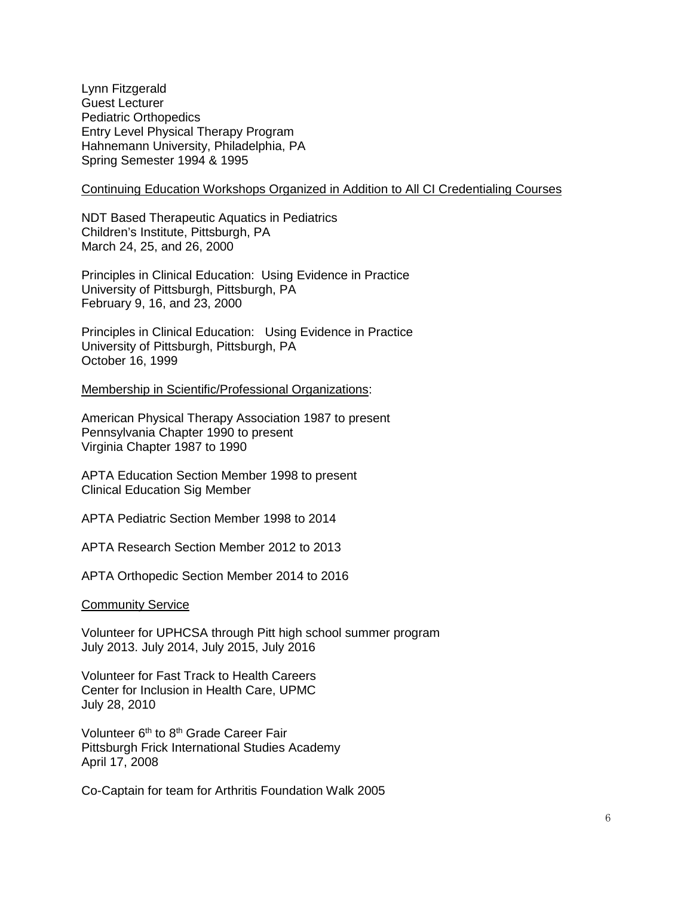Lynn Fitzgerald
Guest Lecturer
Pediatric Orthopedics
Entry Level Physical Therapy Program
Hahnemann University, Philadelphia, PA
Spring Semester 1994 & 1995

<u>Continuing Education Workshops Organized in Addition to All CI Credentialing Courses</u>

NDT Based Therapeutic Aquatics in Pediatrics
Children's Institute, Pittsburgh, PA
March 24, 25, and 26, 2000

Principles in Clinical Education: Using Evidence in Practice
University of Pittsburgh, Pittsburgh, PA
February 9, 16, and 23, 2000

Principles in Clinical Education: Using Evidence in Practice
University of Pittsburgh, Pittsburgh, PA
October 16, 1999

<u>Membership in Scientific/Professional Organizations</u>:

American Physical Therapy Association 1987 to present
Pennsylvania Chapter 1990 to present
Virginia Chapter 1987 to 1990

APTA Education Section Member 1998 to present
Clinical Education Sig Member

APTA Pediatric Section Member 1998 to 2014

APTA Research Section Member 2012 to 2013

APTA Orthopedic Section Member 2014 to 2016

<u>Community Service</u>

Volunteer for UPHCSA through Pitt high school summer program
July 2013. July 2014, July 2015, July 2016

Volunteer for Fast Track to Health Careers
Center for Inclusion in Health Care, UPMC
July 28, 2010

Volunteer 6th to 8th Grade Career Fair
Pittsburgh Frick International Studies Academy
April 17, 2008

Co-Captain for team for Arthritis Foundation Walk 2005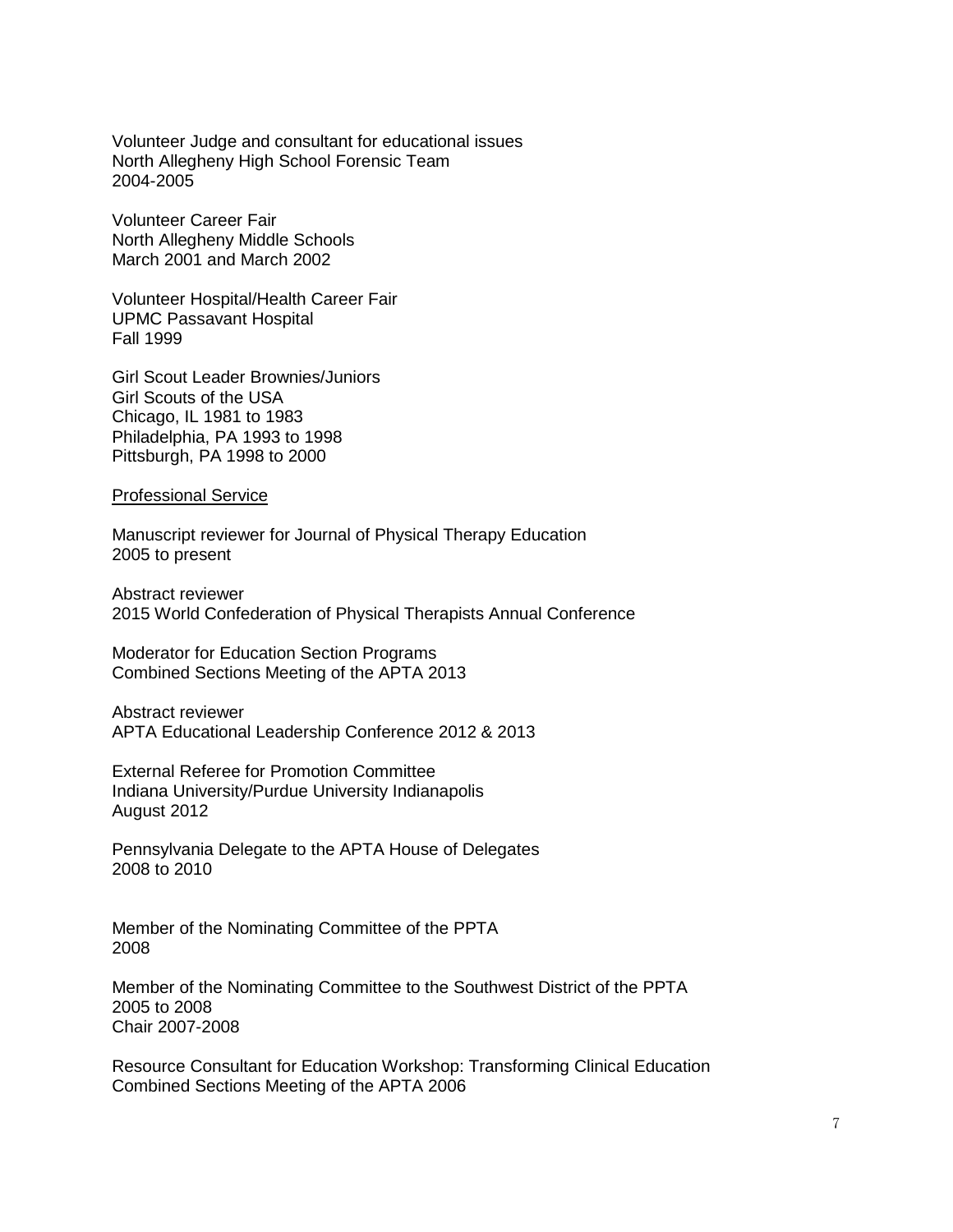Volunteer Judge and consultant for educational issues
North Allegheny High School Forensic Team
2004-2005

Volunteer Career Fair
North Allegheny Middle Schools
March 2001 and March 2002

Volunteer Hospital/Health Career Fair
UPMC Passavant Hospital
Fall 1999

Girl Scout Leader Brownies/Juniors
Girl Scouts of the USA
Chicago, IL 1981 to 1983
Philadelphia, PA 1993 to 1998
Pittsburgh, PA 1998 to 2000

<u>Professional Service</u>

Manuscript reviewer for Journal of Physical Therapy Education
2005 to present

Abstract reviewer
2015 World Confederation of Physical Therapists Annual Conference

Moderator for Education Section Programs
Combined Sections Meeting of the APTA 2013

Abstract reviewer
APTA Educational Leadership Conference 2012 & 2013

External Referee for Promotion Committee
Indiana University/Purdue University Indianapolis
August 2012

Pennsylvania Delegate to the APTA House of Delegates
2008 to 2010

Member of the Nominating Committee of the PPTA
2008

Member of the Nominating Committee to the Southwest District of the PPTA
2005 to 2008
Chair 2007-2008

Resource Consultant for Education Workshop: Transforming Clinical Education
Combined Sections Meeting of the APTA 2006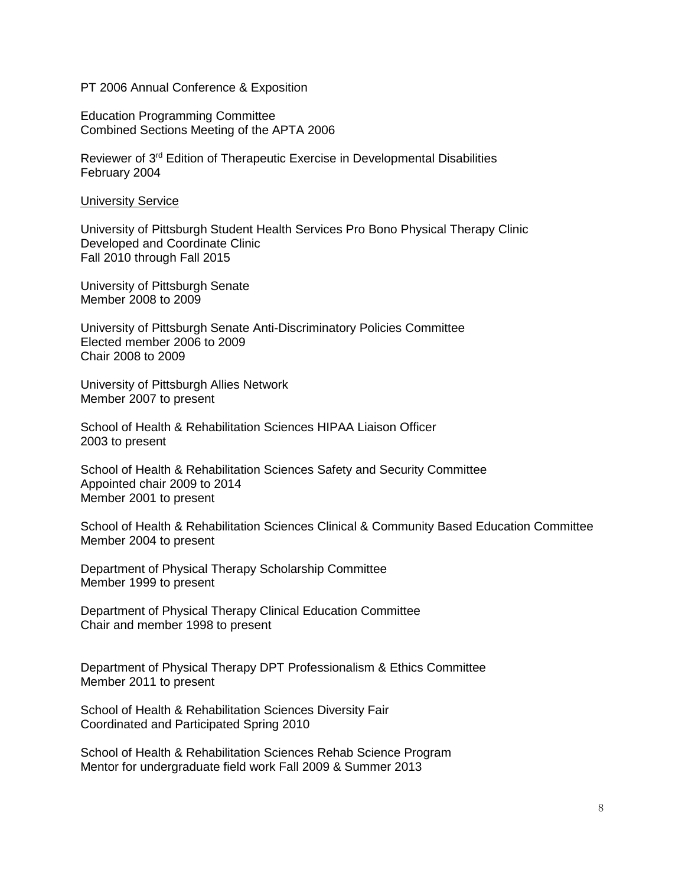PT 2006 Annual Conference & Exposition

Education Programming Committee
Combined Sections Meeting of the APTA 2006

Reviewer of 3rd Edition of Therapeutic Exercise in Developmental Disabilities
February 2004

<u>University Service</u>

University of Pittsburgh Student Health Services Pro Bono Physical Therapy Clinic
Developed and Coordinate Clinic
Fall 2010 through Fall 2015

University of Pittsburgh Senate
Member 2008 to 2009

University of Pittsburgh Senate Anti-Discriminatory Policies Committee
Elected member 2006 to 2009
Chair 2008 to 2009

University of Pittsburgh Allies Network
Member 2007 to present

School of Health & Rehabilitation Sciences HIPAA Liaison Officer
2003 to present

School of Health & Rehabilitation Sciences Safety and Security Committee
Appointed chair 2009 to 2014
Member 2001 to present

School of Health & Rehabilitation Sciences Clinical & Community Based Education Committee
Member 2004 to present

Department of Physical Therapy Scholarship Committee
Member 1999 to present

Department of Physical Therapy Clinical Education Committee
Chair and member 1998 to present

Department of Physical Therapy DPT Professionalism & Ethics Committee
Member 2011 to present

School of Health & Rehabilitation Sciences Diversity Fair
Coordinated and Participated Spring 2010

School of Health & Rehabilitation Sciences Rehab Science Program
Mentor for undergraduate field work Fall 2009 & Summer 2013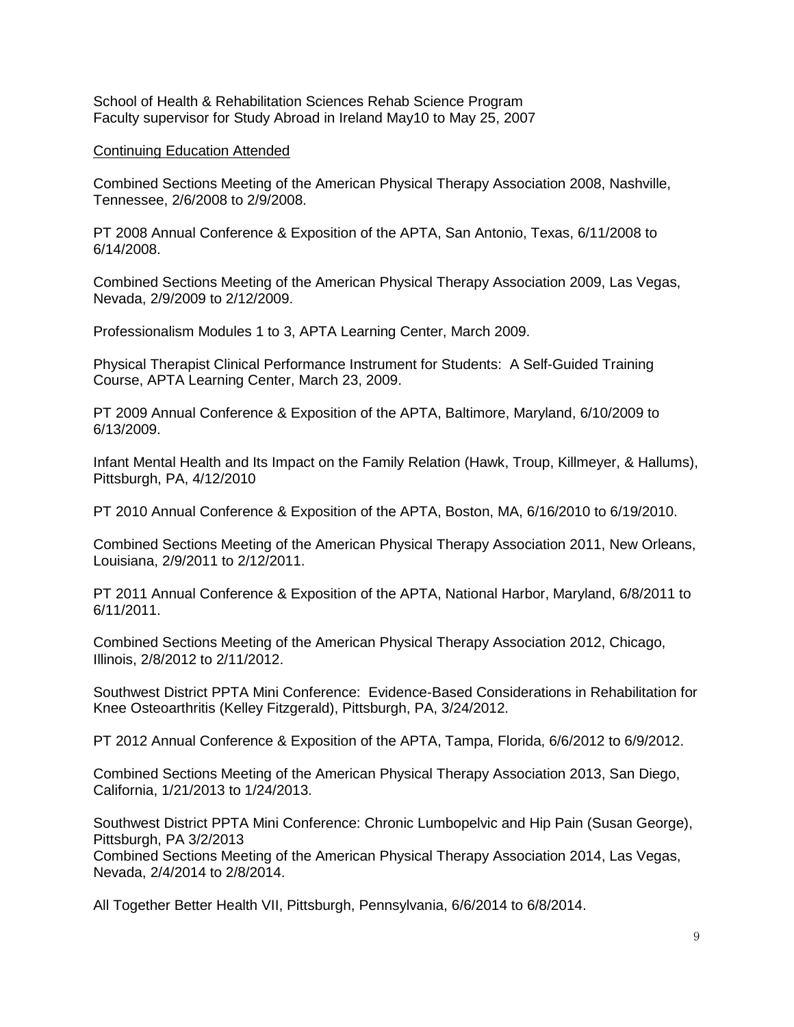School of Health & Rehabilitation Sciences Rehab Science Program
Faculty supervisor for Study Abroad in Ireland May10 to May 25, 2007

<u>Continuing Education Attended</u>

Combined Sections Meeting of the American Physical Therapy Association 2008, Nashville, Tennessee, 2/6/2008 to 2/9/2008.

PT 2008 Annual Conference & Exposition of the APTA, San Antonio, Texas, 6/11/2008 to 6/14/2008.

Combined Sections Meeting of the American Physical Therapy Association 2009, Las Vegas, Nevada, 2/9/2009 to 2/12/2009.

Professionalism Modules 1 to 3, APTA Learning Center, March 2009.

Physical Therapist Clinical Performance Instrument for Students: A Self-Guided Training Course, APTA Learning Center, March 23, 2009.

PT 2009 Annual Conference & Exposition of the APTA, Baltimore, Maryland, 6/10/2009 to 6/13/2009.

Infant Mental Health and Its Impact on the Family Relation (Hawk, Troup, Killmeyer, & Hallums), Pittsburgh, PA, 4/12/2010

PT 2010 Annual Conference & Exposition of the APTA, Boston, MA, 6/16/2010 to 6/19/2010.

Combined Sections Meeting of the American Physical Therapy Association 2011, New Orleans, Louisiana, 2/9/2011 to 2/12/2011.

PT 2011 Annual Conference & Exposition of the APTA, National Harbor, Maryland, 6/8/2011 to 6/11/2011.

Combined Sections Meeting of the American Physical Therapy Association 2012, Chicago, Illinois, 2/8/2012 to 2/11/2012.

Southwest District PPTA Mini Conference: Evidence-Based Considerations in Rehabilitation for Knee Osteoarthritis (Kelley Fitzgerald), Pittsburgh, PA, 3/24/2012.

PT 2012 Annual Conference & Exposition of the APTA, Tampa, Florida, 6/6/2012 to 6/9/2012.

Combined Sections Meeting of the American Physical Therapy Association 2013, San Diego, California, 1/21/2013 to 1/24/2013.

Southwest District PPTA Mini Conference: Chronic Lumbopelvic and Hip Pain (Susan George), Pittsburgh, PA 3/2/2013
Combined Sections Meeting of the American Physical Therapy Association 2014, Las Vegas, Nevada, 2/4/2014 to 2/8/2014.

All Together Better Health VII, Pittsburgh, Pennsylvania, 6/6/2014 to 6/8/2014.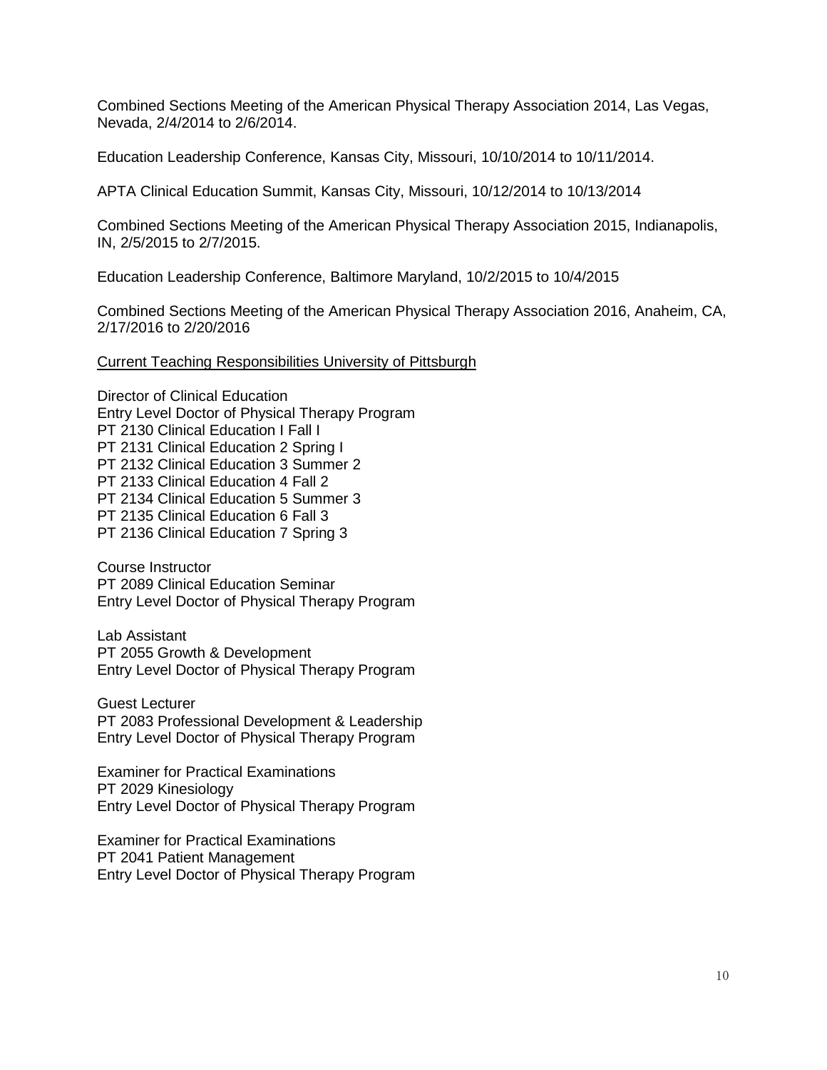Combined Sections Meeting of the American Physical Therapy Association 2014, Las Vegas, Nevada, 2/4/2014 to 2/6/2014.

Education Leadership Conference, Kansas City, Missouri, 10/10/2014 to 10/11/2014.

APTA Clinical Education Summit, Kansas City, Missouri, 10/12/2014 to 10/13/2014

Combined Sections Meeting of the American Physical Therapy Association 2015, Indianapolis, IN, 2/5/2015 to 2/7/2015.

Education Leadership Conference, Baltimore Maryland, 10/2/2015 to 10/4/2015

Combined Sections Meeting of the American Physical Therapy Association 2016, Anaheim, CA, 2/17/2016 to 2/20/2016

<u>Current Teaching Responsibilities University of Pittsburgh</u>

Director of Clinical Education
Entry Level Doctor of Physical Therapy Program
PT 2130 Clinical Education I Fall I
PT 2131 Clinical Education 2 Spring I
PT 2132 Clinical Education 3 Summer 2
PT 2133 Clinical Education 4 Fall 2
PT 2134 Clinical Education 5 Summer 3
PT 2135 Clinical Education 6 Fall 3
PT 2136 Clinical Education 7 Spring 3

Course Instructor
PT 2089 Clinical Education Seminar
Entry Level Doctor of Physical Therapy Program

Lab Assistant
PT 2055 Growth & Development
Entry Level Doctor of Physical Therapy Program

Guest Lecturer
PT 2083 Professional Development & Leadership
Entry Level Doctor of Physical Therapy Program

Examiner for Practical Examinations
PT 2029 Kinesiology
Entry Level Doctor of Physical Therapy Program

Examiner for Practical Examinations
PT 2041 Patient Management
Entry Level Doctor of Physical Therapy Program